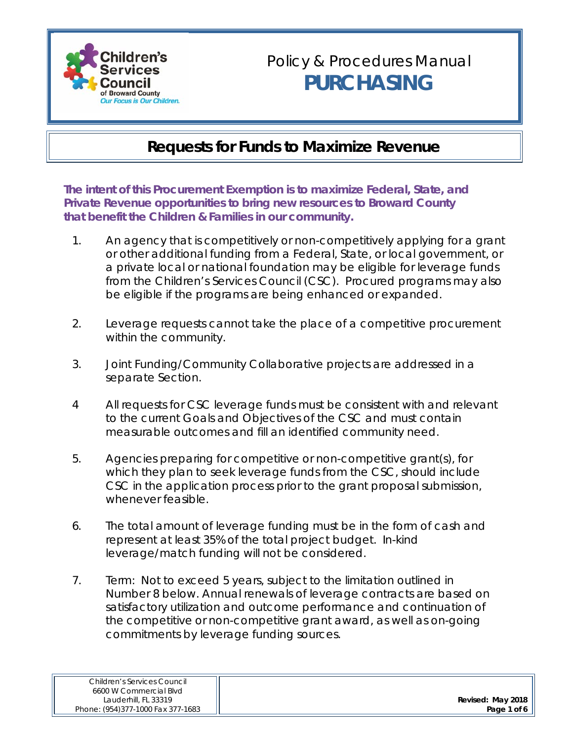# Policy & Procedures Manual
# PURCHASING

## Requests for Funds to Maximize Revenue

**The intent of this Procurement Exemption is to maximize Federal, State, and Private Revenue opportunities to bring new resources to Broward County that benefit the Children & Families in our community.**

1. An agency that is competitively or non-competitively applying for a grant or other additional funding from a Federal, State, or local government, or a private local or national foundation may be eligible for leverage funds from the Children's Services Council (CSC). Procured programs may also be eligible if the programs are being enhanced or expanded.

2. Leverage requests cannot take the place of a competitive procurement within the community.

3. Joint Funding/Community Collaborative projects are addressed in a separate Section.

4. All requests for CSC leverage funds must be consistent with and relevant to the current Goals and Objectives of the CSC and must contain measurable outcomes and fill an identified community need.

5. Agencies preparing for competitive or non-competitive grant(s), for which they plan to seek leverage funds from the CSC, should include CSC in the application process prior to the grant proposal submission, whenever feasible.

6. The total amount of leverage funding must be in the form of cash and represent at least 35% of the total project budget. In-kind leverage/match funding will not be considered.

7. Term: Not to exceed 5 years, subject to the limitation outlined in Number 8 below. Annual renewals of leverage contracts are based on satisfactory utilization and outcome performance and continuation of the competitive or non-competitive grant award, as well as on-going commitments by leverage funding sources.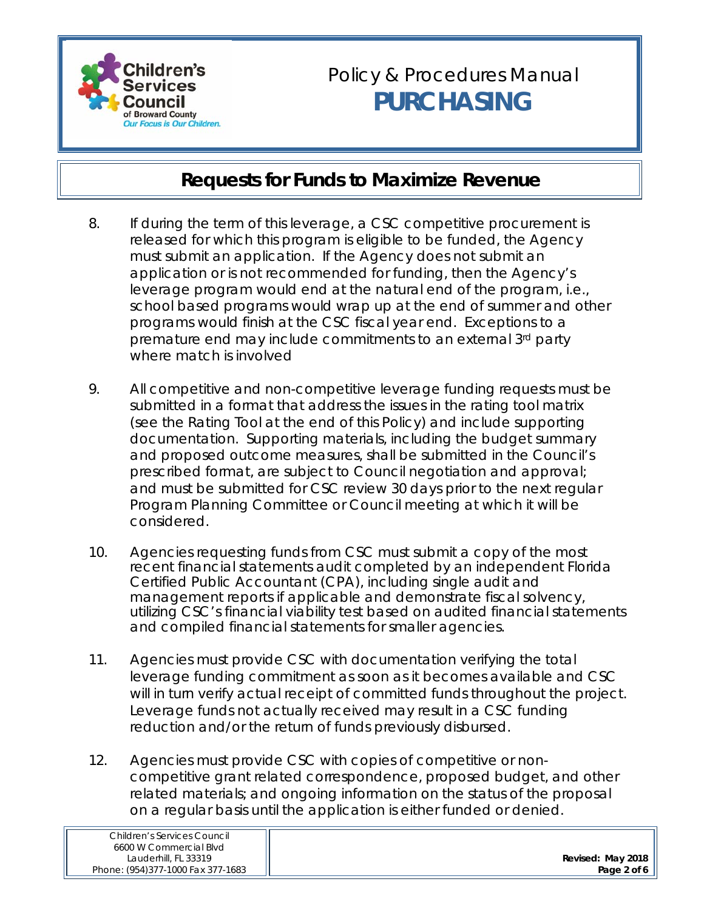## Requests for Funds to Maximize Revenue

8. If during the term of this leverage, a CSC competitive procurement is released for which this program is eligible to be funded, the Agency must submit an application. If the Agency does not submit an application or is not recommended for funding, then the Agency's leverage program would end at the natural end of the program, i.e., school based programs would wrap up at the end of summer and other programs would finish at the CSC fiscal year end. Exceptions to a premature end may include commitments to an external 3rd party where match is involved

9. All competitive and non-competitive leverage funding requests must be submitted in a format that address the issues in the rating tool matrix (see the Rating Tool at the end of this Policy) and include supporting documentation. Supporting materials, including the budget summary and proposed outcome measures, shall be submitted in the Council's prescribed format, are subject to Council negotiation and approval; and must be submitted for CSC review 30 days prior to the next regular Program Planning Committee or Council meeting at which it will be considered.

10. Agencies requesting funds from CSC must submit a copy of the most recent financial statements audit completed by an independent Florida Certified Public Accountant (CPA), including single audit and management reports if applicable and demonstrate fiscal solvency, utilizing CSC's financial viability test based on audited financial statements and compiled financial statements for smaller agencies.

11. Agencies must provide CSC with documentation verifying the total leverage funding commitment as soon as it becomes available and CSC will in turn verify actual receipt of committed funds throughout the project. Leverage funds not actually received may result in a CSC funding reduction and/or the return of funds previously disbursed.

12. Agencies must provide CSC with copies of competitive or non-competitive grant related correspondence, proposed budget, and other related materials; and ongoing information on the status of the proposal on a regular basis until the application is either funded or denied.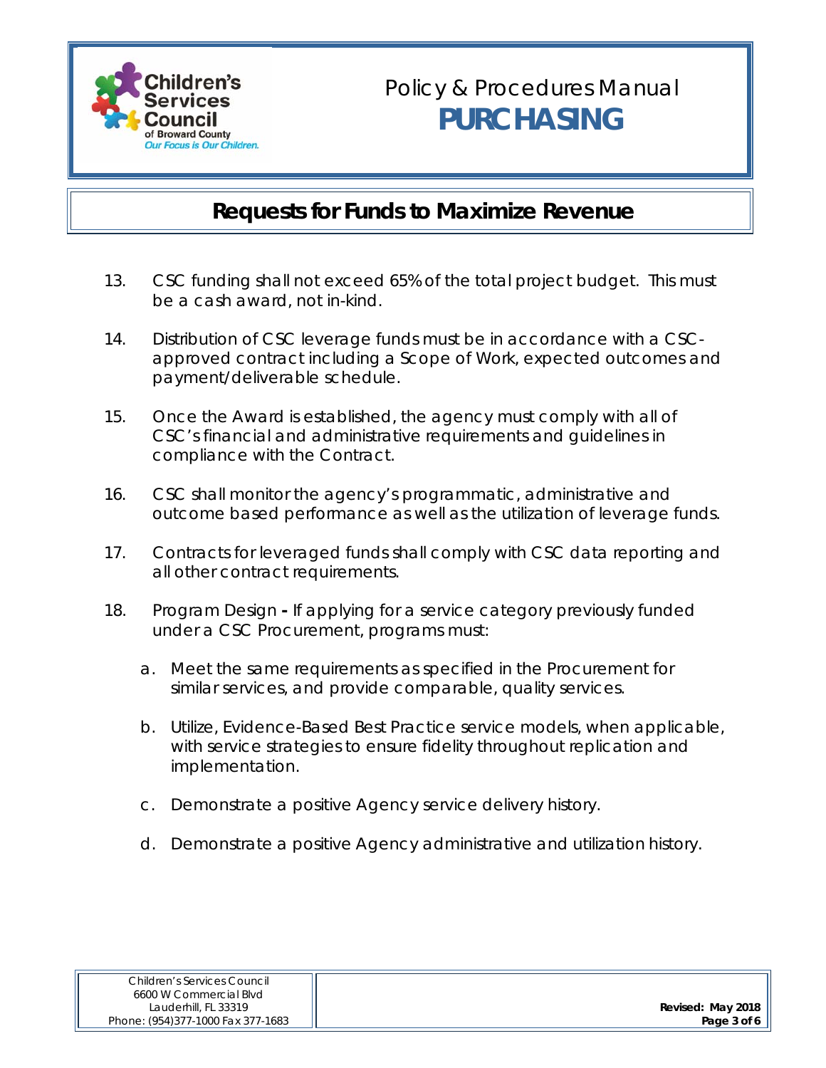# Requests for Funds to Maximize Revenue

13. CSC funding shall not exceed 65% of the total project budget. This must be a cash award, not in-kind.

14. Distribution of CSC leverage funds must be in accordance with a CSC-approved contract including a Scope of Work, expected outcomes and payment/deliverable schedule.

15. Once the Award is established, the agency must comply with all of CSC's financial and administrative requirements and guidelines in compliance with the Contract.

16. CSC shall monitor the agency's programmatic, administrative and outcome based performance as well as the utilization of leverage funds.

17. Contracts for leveraged funds shall comply with CSC data reporting and all other contract requirements.

18. Program Design **-** If applying for a service category previously funded under a CSC Procurement, programs must:

    a. Meet the same requirements as specified in the Procurement for similar services, and provide comparable, quality services.

    b. Utilize, Evidence-Based Best Practice service models, when applicable, with service strategies to ensure fidelity throughout replication and implementation.

    c. Demonstrate a positive Agency service delivery history.

    d. Demonstrate a positive Agency administrative and utilization history.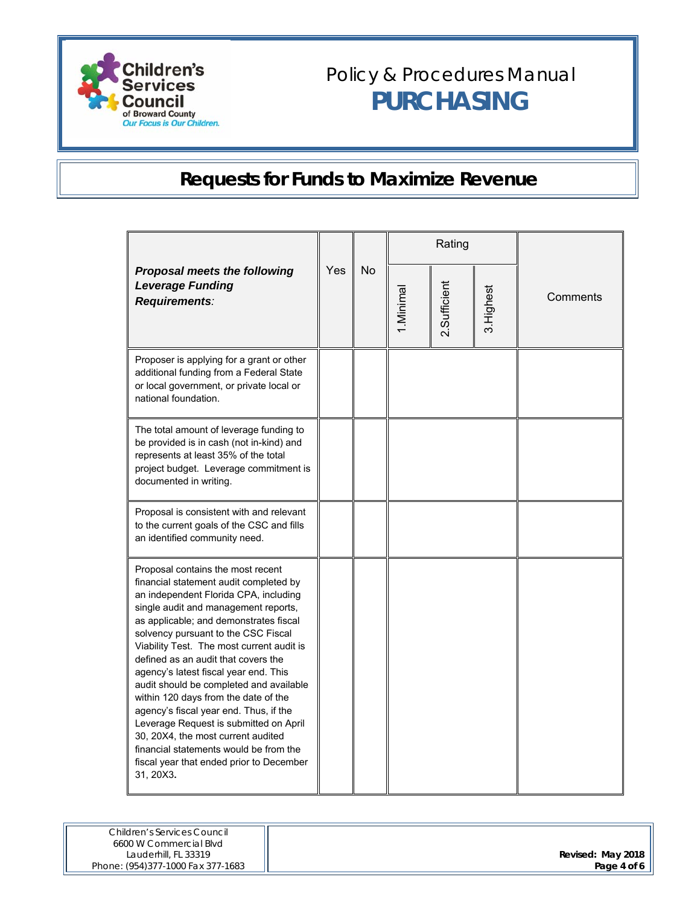# Policy & Procedures Manual

# PURCHASING

## Requests for Funds to Maximize Revenue

| ***Proposal meets the following Leverage Funding Requirements:*** | Yes | No | Rating | | | Comments |
|---|---|---|---|---|---|---|
| | | | 1.Minimal | 2.Sufficient | 3.Highest | |
| Proposer is applying for a grant or other additional funding from a Federal State or local government, or private local or national foundation. | | | | | | |
| The total amount of leverage funding to be provided is in cash (not in-kind) and represents at least 35% of the total project budget. Leverage commitment is documented in writing. | | | | | | |
| Proposal is consistent with and relevant to the current goals of the CSC and fills an identified community need. | | | | | | |
| Proposal contains the most recent financial statement audit completed by an independent Florida CPA, including single audit and management reports, as applicable; and demonstrates fiscal solvency pursuant to the CSC Fiscal Viability Test. The most current audit is defined as an audit that covers the agency's latest fiscal year end. This audit should be completed and available within 120 days from the date of the agency's fiscal year end. Thus, if the Leverage Request is submitted on April 30, 20X4, the most current audited financial statements would be from the fiscal year that ended prior to December 31, 20X3. | | | | | | |

Children's Services Council
6600 W Commercial Blvd
Lauderhill, FL 33319
Phone: (954)377-1000 Fax 377-1683

**Revised: May 2018**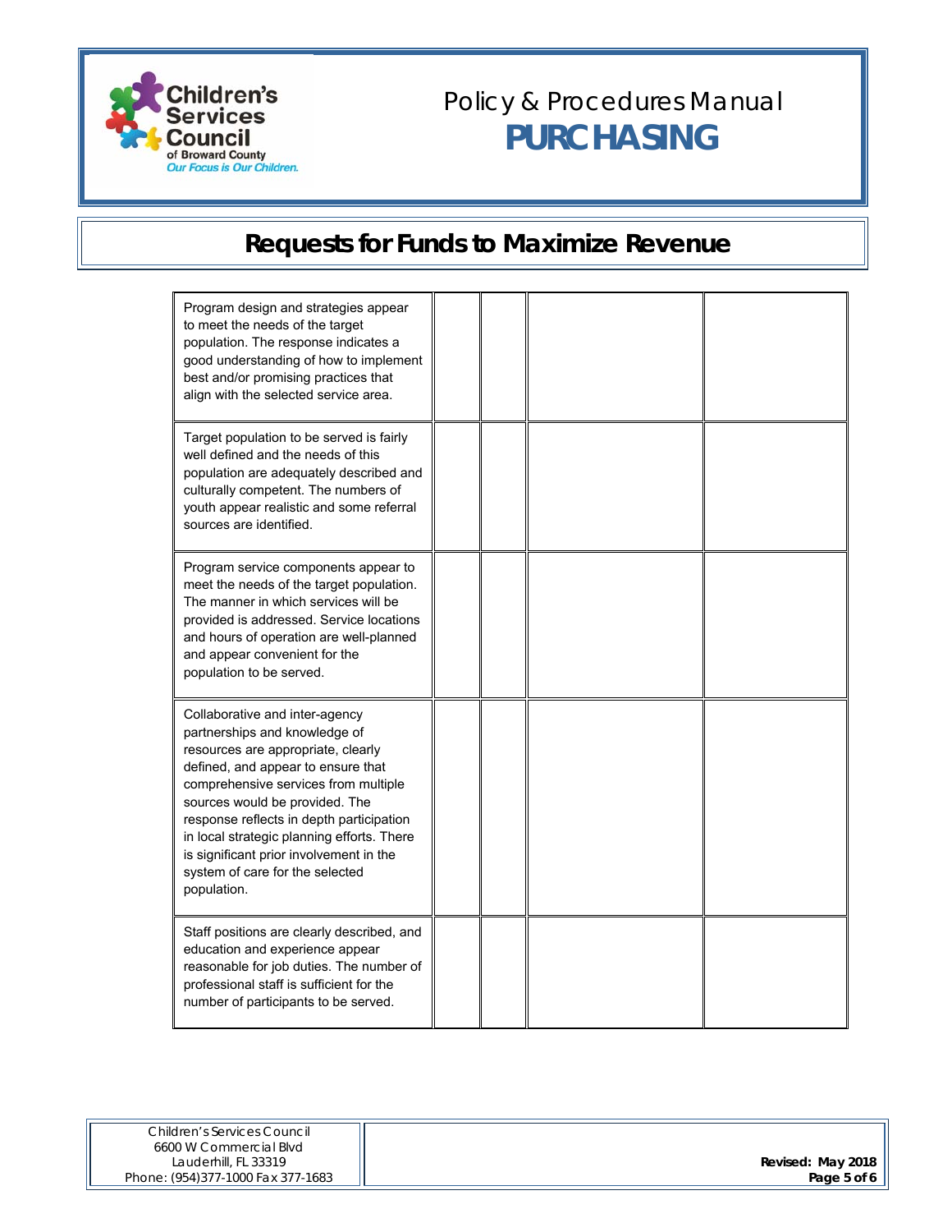## Requests for Funds to Maximize Revenue

| | | | | |
|---|---|---|---|---|
| Program design and strategies appear to meet the needs of the target population. The response indicates a good understanding of how to implement best and/or promising practices that align with the selected service area. | | | | |
| Target population to be served is fairly well defined and the needs of this population are adequately described and culturally competent. The numbers of youth appear realistic and some referral sources are identified. | | | | |
| Program service components appear to meet the needs of the target population. The manner in which services will be provided is addressed. Service locations and hours of operation are well-planned and appear convenient for the population to be served. | | | | |
| Collaborative and inter-agency partnerships and knowledge of resources are appropriate, clearly defined, and appear to ensure that comprehensive services from multiple sources would be provided. The response reflects in depth participation in local strategic planning efforts. There is significant prior involvement in the system of care for the selected population. | | | | |
| Staff positions are clearly described, and education and experience appear reasonable for job duties. The number of professional staff is sufficient for the number of participants to be served. | | | | |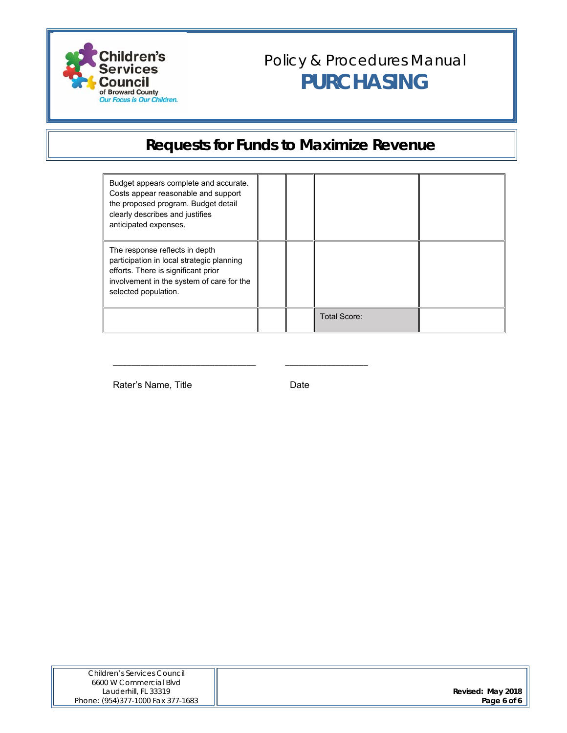## Requests for Funds to Maximize Revenue

| | | | | |
|---|---|---|---|---|
| Budget appears complete and accurate. Costs appear reasonable and support the proposed program. Budget detail clearly describes and justifies anticipated expenses. | | | | |
| The response reflects in depth participation in local strategic planning efforts. There is significant prior involvement in the system of care for the selected population. | | | | |
| | | | Total Score: | |

\_\_\_\_\_\_\_\_\_\_\_\_\_\_\_\_\_\_\_\_\_\_\_\_\_\_\_\_\_\_ \_\_\_\_\_\_\_\_\_\_\_\_\_\_\_\_\_

Rater's Name, Title Date